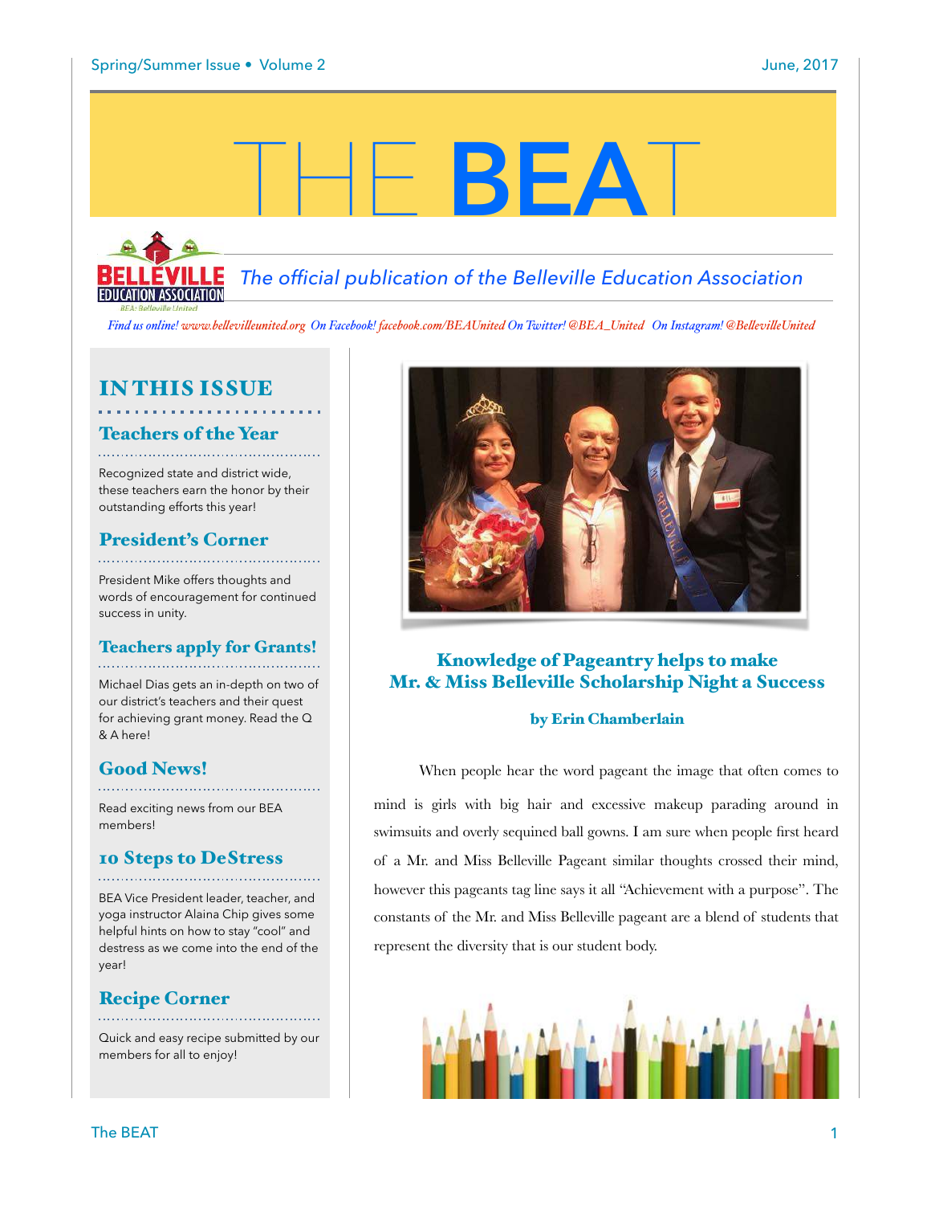# THE BEAT

*The official publication of the Belleville Education Association*

*Find us online! www.bellevilleunited.org On Facebook! facebook.com/BEAUnited On Twitter! @BEA_United On Instagram! @BellevilleUnited*

## IN THIS ISSUE

### Teachers of the Year

Recognized state and district wide, these teachers earn the honor by their outstanding efforts this year!

### President's Corner

President Mike offers thoughts and words of encouragement for continued success in unity.

### Teachers apply for Grants!

Michael Dias gets an in-depth on two of our district's teachers and their quest for achieving grant money. Read the Q & A here!

### Good News!

Read exciting news from our BEA members!

### 10 Steps to DeStress

BEA Vice President leader, teacher, and yoga instructor Alaina Chip gives some helpful hints on how to stay "cool" and destress as we come into the end of the year!

### Recipe Corner

Quick and easy recipe submitted by our members for all to enjoy!

## Knowledge of Pageantry helps to make Mr. & Miss Belleville Scholarship Night a Success

**by Erin Chamberlain**

When people hear the word pageant the image that often comes to mind is girls with big hair and excessive makeup parading around in swimsuits and overly sequined ball gowns. I am sure when people first heard of a Mr. and Miss Belleville Pageant similar thoughts crossed their mind, however this pageants tag line says it all "Achievement with a purpose". The constants of the Mr. and Miss Belleville pageant are a blend of students that represent the diversity that is our student body.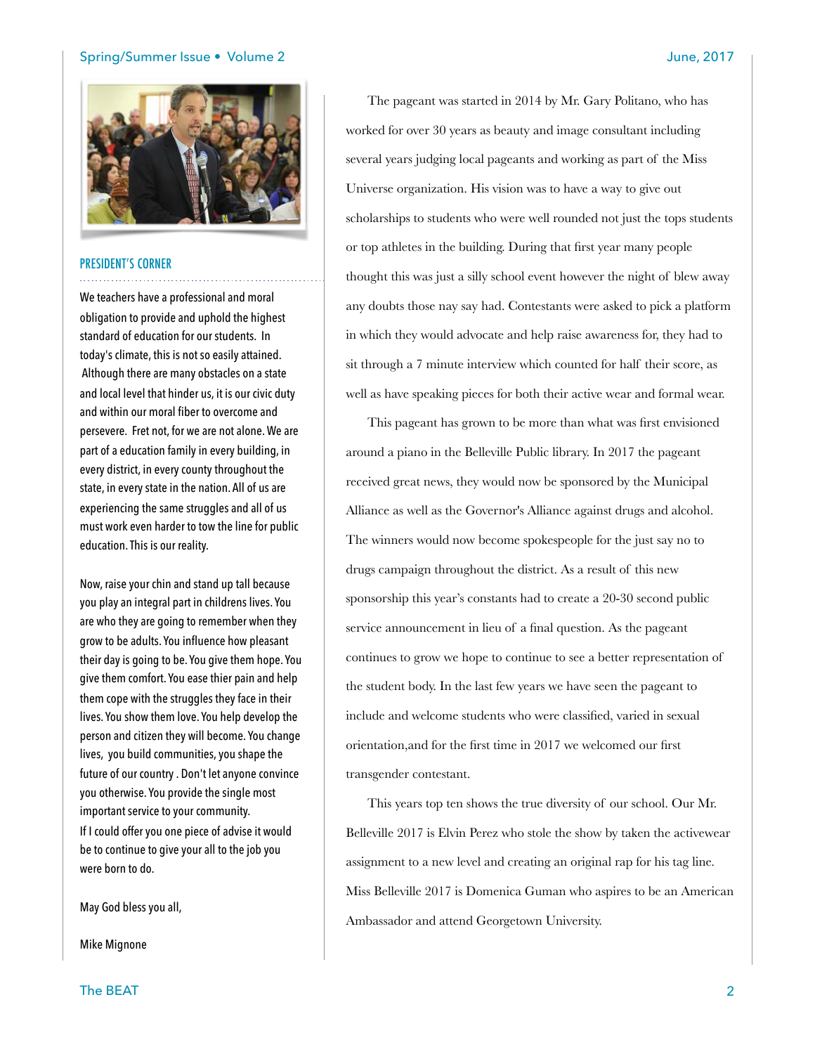## PRESIDENT'S CORNER

We teachers have a professional and moral obligation to provide and uphold the highest standard of education for our students. In today's climate, this is not so easily attained. Although there are many obstacles on a state and local level that hinder us, it is our civic duty and within our moral fiber to overcome and persevere. Fret not, for we are not alone. We are part of a education family in every building, in every district, in every county throughout the state, in every state in the nation. All of us are experiencing the same struggles and all of us must work even harder to tow the line for public education. This is our reality.

Now, raise your chin and stand up tall because you play an integral part in childrens lives. You are who they are going to remember when they grow to be adults. You influence how pleasant their day is going to be. You give them hope. You give them comfort. You ease thier pain and help them cope with the struggles they face in their lives. You show them love. You help develop the person and citizen they will become. You change lives, you build communities, you shape the future of our country . Don't let anyone convince you otherwise. You provide the single most important service to your community.
If I could offer you one piece of advise it would be to continue to give your all to the job you were born to do.

May God bless you all,

Mike Mignone

The pageant was started in 2014 by Mr. Gary Politano, who has worked for over 30 years as beauty and image consultant including several years judging local pageants and working as part of the Miss Universe organization. His vision was to have a way to give out scholarships to students who were well rounded not just the tops students or top athletes in the building. During that first year many people thought this was just a silly school event however the night of blew away any doubts those nay say had. Contestants were asked to pick a platform in which they would advocate and help raise awareness for, they had to sit through a 7 minute interview which counted for half their score, as well as have speaking pieces for both their active wear and formal wear.

This pageant has grown to be more than what was first envisioned around a piano in the Belleville Public library. In 2017 the pageant received great news, they would now be sponsored by the Municipal Alliance as well as the Governor's Alliance against drugs and alcohol. The winners would now become spokespeople for the just say no to drugs campaign throughout the district. As a result of this new sponsorship this year's constants had to create a 20-30 second public service announcement in lieu of a final question. As the pageant continues to grow we hope to continue to see a better representation of the student body. In the last few years we have seen the pageant to include and welcome students who were classified, varied in sexual orientation,and for the first time in 2017 we welcomed our first transgender contestant.

This years top ten shows the true diversity of our school. Our Mr. Belleville 2017 is Elvin Perez who stole the show by taken the activewear assignment to a new level and creating an original rap for his tag line. Miss Belleville 2017 is Domenica Guman who aspires to be an American Ambassador and attend Georgetown University.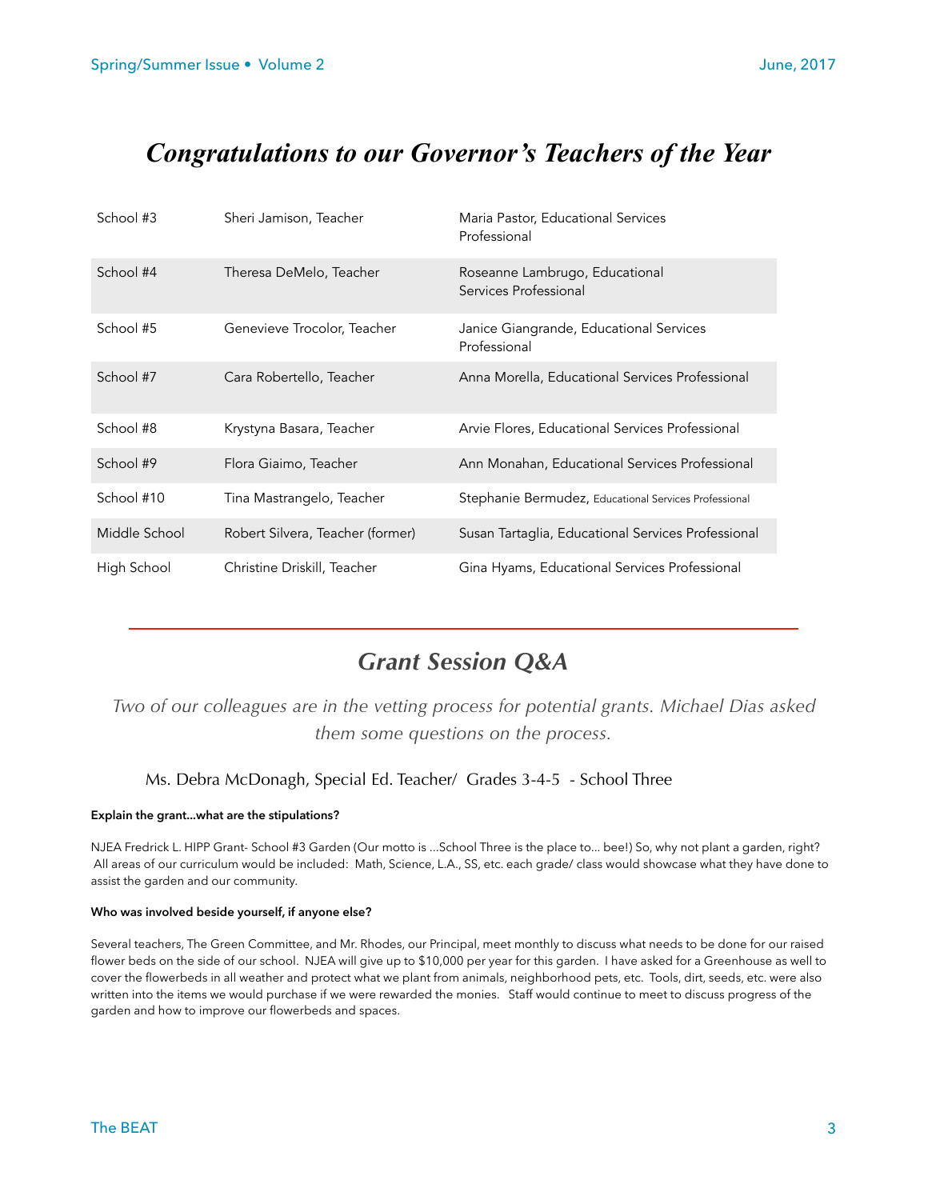# *Congratulations to our Governor's Teachers of the Year*

| | | |
|---|---|---|
| School #3 | Sheri Jamison, Teacher | Maria Pastor, Educational Services Professional |
| School #4 | Theresa DeMelo, Teacher | Roseanne Lambrugo, Educational Services Professional |
| School #5 | Genevieve Trocolor, Teacher | Janice Giangrande, Educational Services Professional |
| School #7 | Cara Robertello, Teacher | Anna Morella, Educational Services Professional |
| School #8 | Krystyna Basara, Teacher | Arvie Flores, Educational Services Professional |
| School #9 | Flora Giaimo, Teacher | Ann Monahan, Educational Services Professional |
| School #10 | Tina Mastrangelo, Teacher | Stephanie Bermudez, Educational Services Professional |
| Middle School | Robert Silvera, Teacher (former) | Susan Tartaglia, Educational Services Professional |
| High School | Christine Driskill, Teacher | Gina Hyams, Educational Services Professional |

---

## *Grant Session Q&A*

*Two of our colleagues are in the vetting process for potential grants. Michael Dias asked them some questions on the process.*

### Ms. Debra McDonagh, Special Ed. Teacher/ Grades 3-4-5 - School Three

**Explain the grant...what are the stipulations?**

NJEA Fredrick L. HIPP Grant- School #3 Garden (Our motto is ...School Three is the place to... bee!) So, why not plant a garden, right? All areas of our curriculum would be included: Math, Science, L.A., SS, etc. each grade/ class would showcase what they have done to assist the garden and our community.

**Who was involved beside yourself, if anyone else?**

Several teachers, The Green Committee, and Mr. Rhodes, our Principal, meet monthly to discuss what needs to be done for our raised flower beds on the side of our school. NJEA will give up to $10,000 per year for this garden. I have asked for a Greenhouse as well to cover the flowerbeds in all weather and protect what we plant from animals, neighborhood pets, etc. Tools, dirt, seeds, etc. were also written into the items we would purchase if we were rewarded the monies. Staff would continue to meet to discuss progress of the garden and how to improve our flowerbeds and spaces.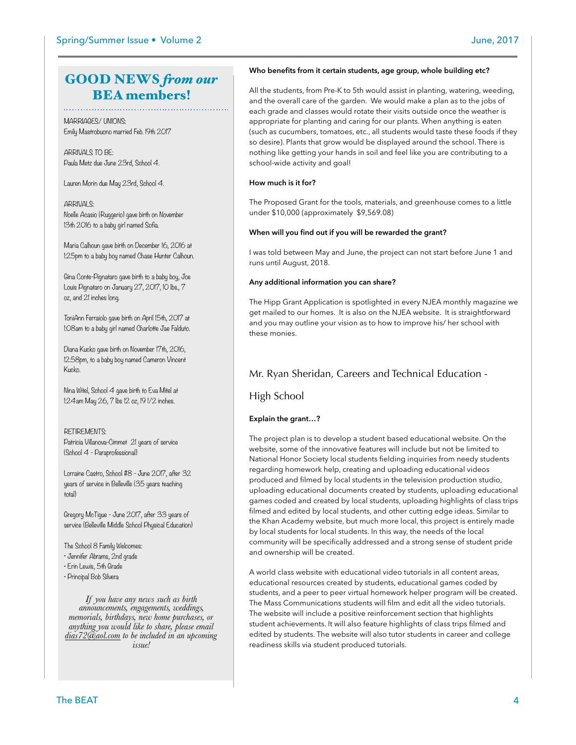## GOOD NEWS *from our* BEA members!

MARRIAGES/ UNIONS:
Emily Mastrobuono married Feb. 19th 2017

ARRIVALS TO BE:
Paula Metz due June 23rd, School 4.

Lauren Morin due May 23rd, School 4.

ARRIVALS:
Noelle Acasio (Ruggerio) gave birth on November 13th 2016 to a baby girl named Sofia.

Maria Calhoun gave birth on December 16, 2016 at 1:25pm to a baby boy named Chase Hunter Calhoun.

Gina Conte-Pignataro gave birth to a baby boy, Joe Louis Pignataro on January 27, 2017, 10 lbs., 7 oz, and 21 inches long.

ToniAnn Ferraiolo gave birth on April 15th, 2017 at 1:08am to a baby girl named Charlotte Jae Falduto.

Diana Kucko gave birth on November 17th, 2016, 12:58pm, to a baby boy named Cameron Vincent Kucko.

Nina Witel, School 4 gave birth to Eva Mitel at 1:24am May 26, 7 lbs 12 oz, 19 1/2 inches.

RETIREMENTS:
Patricia Villanova-Cimmet 21 years of service (School 4 - Paraprofessional)

Lorraine Castro, School #8 - June 2017, after 32 years of service in Belleville (35 years teaching total)

Gregory McTigue - June 2017, after 33 years of service (Belleville Middle School Physical Education)

The School 8 Family Welcomes:
- Jennifer Abrams, 2nd grade
- Erin Lewis, 5th Grade
- Principal Bob Silvera

*If you have any news such as birth announcements, engagements, weddings, memorials, birthdays, new home purchases, or anything you would like to share, please email dias72@aol.com to be included in an upcoming issue!*

**Who benefits from it certain students, age group, whole building etc?**

All the students, from Pre-K to 5th would assist in planting, watering, weeding, and the overall care of the garden. We would make a plan as to the jobs of each grade and classes would rotate their visits outside once the weather is appropriate for planting and caring for our plants. When anything is eaten (such as cucumbers, tomatoes, etc., all students would taste these foods if they so desire). Plants that grow would be displayed around the school. There is nothing like getting your hands in soil and feel like you are contributing to a school-wide activity and goal!

**How much is it for?**

The Proposed Grant for the tools, materials, and greenhouse comes to a little under $10,000 (approximately $9,569.08)

**When will you find out if you will be rewarded the grant?**

I was told between May and June, the project can not start before June 1 and runs until August, 2018.

**Any additional information you can share?**

The Hipp Grant Application is spotlighted in every NJEA monthly magazine we get mailed to our homes. It is also on the NJEA website. It is straightforward and you may outline your vision as to how to improve his/ her school with these monies.

## Mr. Ryan Sheridan, Careers and Technical Education - High School

**Explain the grant…?**

The project plan is to develop a student based educational website. On the website, some of the innovative features will include but not be limited to National Honor Society local students fielding inquiries from needy students regarding homework help, creating and uploading educational videos produced and filmed by local students in the television production studio, uploading educational documents created by students, uploading educational games coded and created by local students, uploading highlights of class trips filmed and edited by local students, and other cutting edge ideas. Similar to the Khan Academy website, but much more local, this project is entirely made by local students for local students. In this way, the needs of the local community will be specifically addressed and a strong sense of student pride and ownership will be created.

A world class website with educational video tutorials in all content areas, educational resources created by students, educational games coded by students, and a peer to peer virtual homework helper program will be created. The Mass Communications students will film and edit all the video tutorials. The website will include a positive reinforcement section that highlights student achievements. It will also feature highlights of class trips filmed and edited by students. The website will also tutor students in career and college readiness skills via student produced tutorials.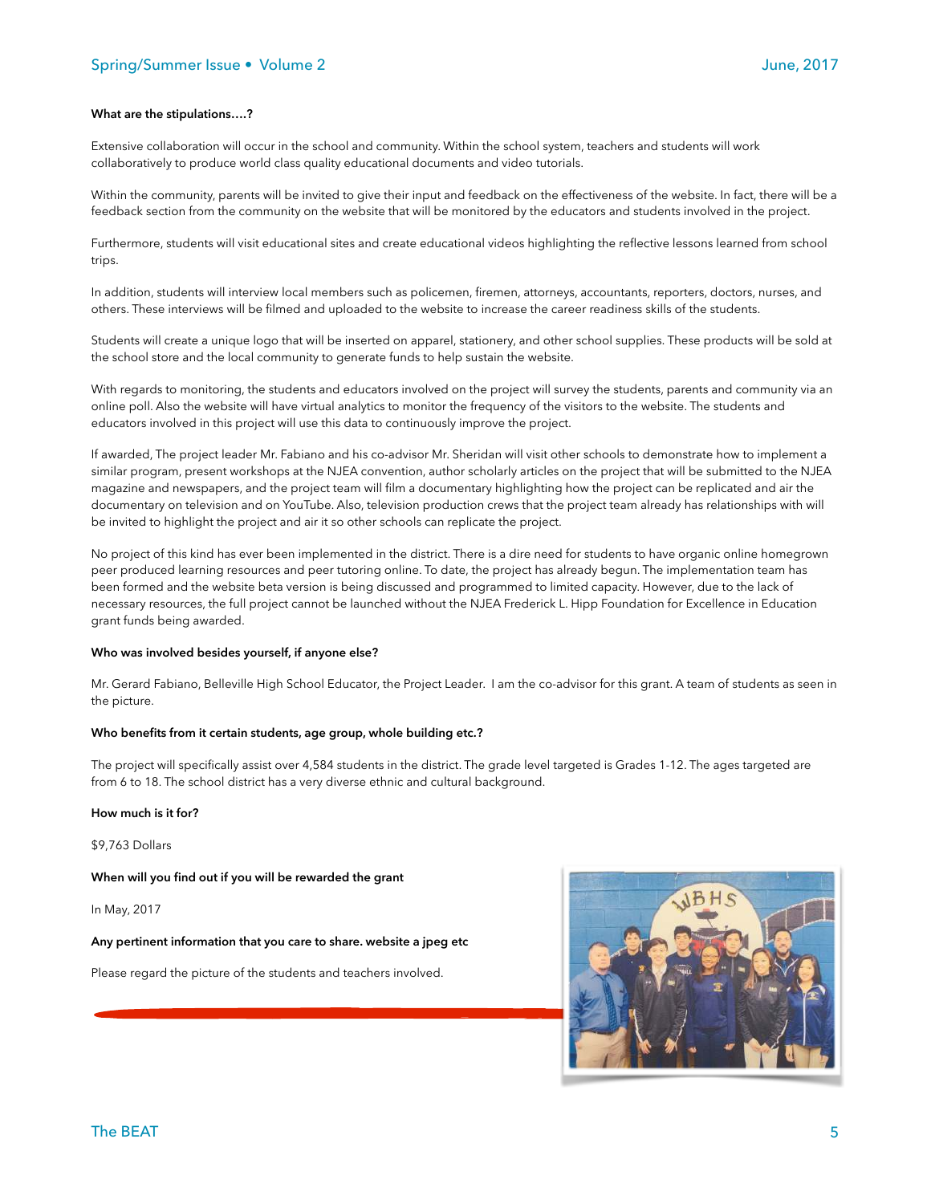**What are the stipulations….?**

Extensive collaboration will occur in the school and community. Within the school system, teachers and students will work collaboratively to produce world class quality educational documents and video tutorials.

Within the community, parents will be invited to give their input and feedback on the effectiveness of the website. In fact, there will be a feedback section from the community on the website that will be monitored by the educators and students involved in the project.

Furthermore, students will visit educational sites and create educational videos highlighting the reflective lessons learned from school trips.

In addition, students will interview local members such as policemen, firemen, attorneys, accountants, reporters, doctors, nurses, and others. These interviews will be filmed and uploaded to the website to increase the career readiness skills of the students.

Students will create a unique logo that will be inserted on apparel, stationery, and other school supplies. These products will be sold at the school store and the local community to generate funds to help sustain the website.

With regards to monitoring, the students and educators involved on the project will survey the students, parents and community via an online poll. Also the website will have virtual analytics to monitor the frequency of the visitors to the website. The students and educators involved in this project will use this data to continuously improve the project.

If awarded, The project leader Mr. Fabiano and his co-advisor Mr. Sheridan will visit other schools to demonstrate how to implement a similar program, present workshops at the NJEA convention, author scholarly articles on the project that will be submitted to the NJEA magazine and newspapers, and the project team will film a documentary highlighting how the project can be replicated and air the documentary on television and on YouTube. Also, television production crews that the project team already has relationships with will be invited to highlight the project and air it so other schools can replicate the project.

No project of this kind has ever been implemented in the district. There is a dire need for students to have organic online homegrown peer produced learning resources and peer tutoring online. To date, the project has already begun. The implementation team has been formed and the website beta version is being discussed and programmed to limited capacity. However, due to the lack of necessary resources, the full project cannot be launched without the NJEA Frederick L. Hipp Foundation for Excellence in Education grant funds being awarded.

**Who was involved besides yourself, if anyone else?**

Mr. Gerard Fabiano, Belleville High School Educator, the Project Leader.  I am the co-advisor for this grant. A team of students as seen in the picture.

**Who benefits from it certain students, age group, whole building etc.?**

The project will specifically assist over 4,584 students in the district. The grade level targeted is Grades 1-12. The ages targeted are from 6 to 18. The school district has a very diverse ethnic and cultural background.

**How much is it for?**

$9,763 Dollars

**When will you find out if you will be rewarded the grant**

In May, 2017

**Any pertinent information that you care to share. website a jpeg etc**

Please regard the picture of the students and teachers involved.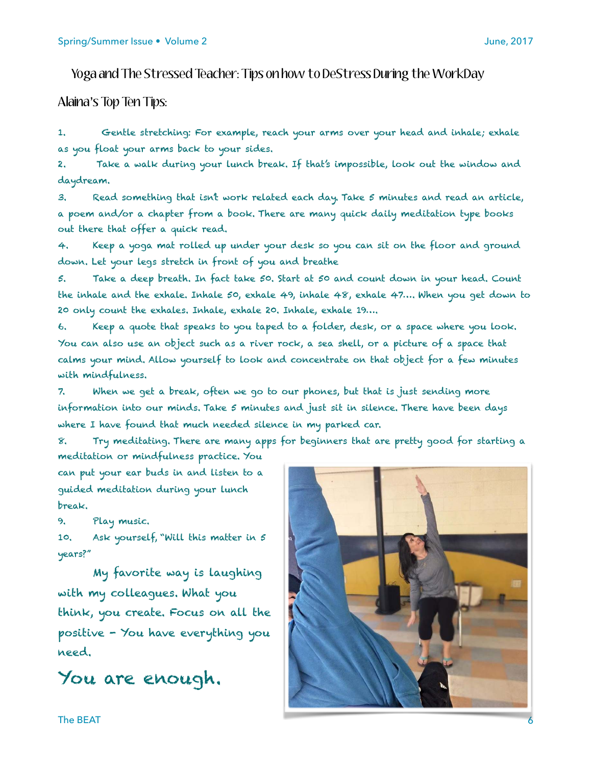## Yoga and The Stressed Teacher: Tips on how to DeStress During the WorkDay

### Alaina's Top Ten Tips:

1. Gentle stretching: For example, reach your arms over your head and inhale; exhale as you float your arms back to your sides.
2. Take a walk during your lunch break. If that's impossible, look out the window and daydream.
3. Read something that isn't work related each day. Take 5 minutes and read an article, a poem and/or a chapter from a book. There are many quick daily meditation type books out there that offer a quick read.
4. Keep a yoga mat rolled up under your desk so you can sit on the floor and ground down. Let your legs stretch in front of you and breathe
5. Take a deep breath. In fact take 50. Start at 50 and count down in your head. Count the inhale and the exhale. Inhale 50, exhale 49, inhale 48, exhale 47.... When you get down to 20 only count the exhales. Inhale, exhale 20. Inhale, exhale 19....
6. Keep a quote that speaks to you taped to a folder, desk, or a space where you look. You can also use an object such as a river rock, a sea shell, or a picture of a space that calms your mind. Allow yourself to look and concentrate on that object for a few minutes with mindfulness.
7. When we get a break, often we go to our phones, but that is just sending more information into our minds. Take 5 minutes and just sit in silence. There have been days where I have found that much needed silence in my parked car.
8. Try meditating. There are many apps for beginners that are pretty good for starting a meditation or mindfulness practice. You can put your ear buds in and listen to a guided meditation during your lunch break.
9. Play music.
10. Ask yourself, "Will this matter in 5 years?"

My favorite way is laughing with my colleagues. What you think, you create. Focus on all the positive - You have everything you need.

**You are enough.**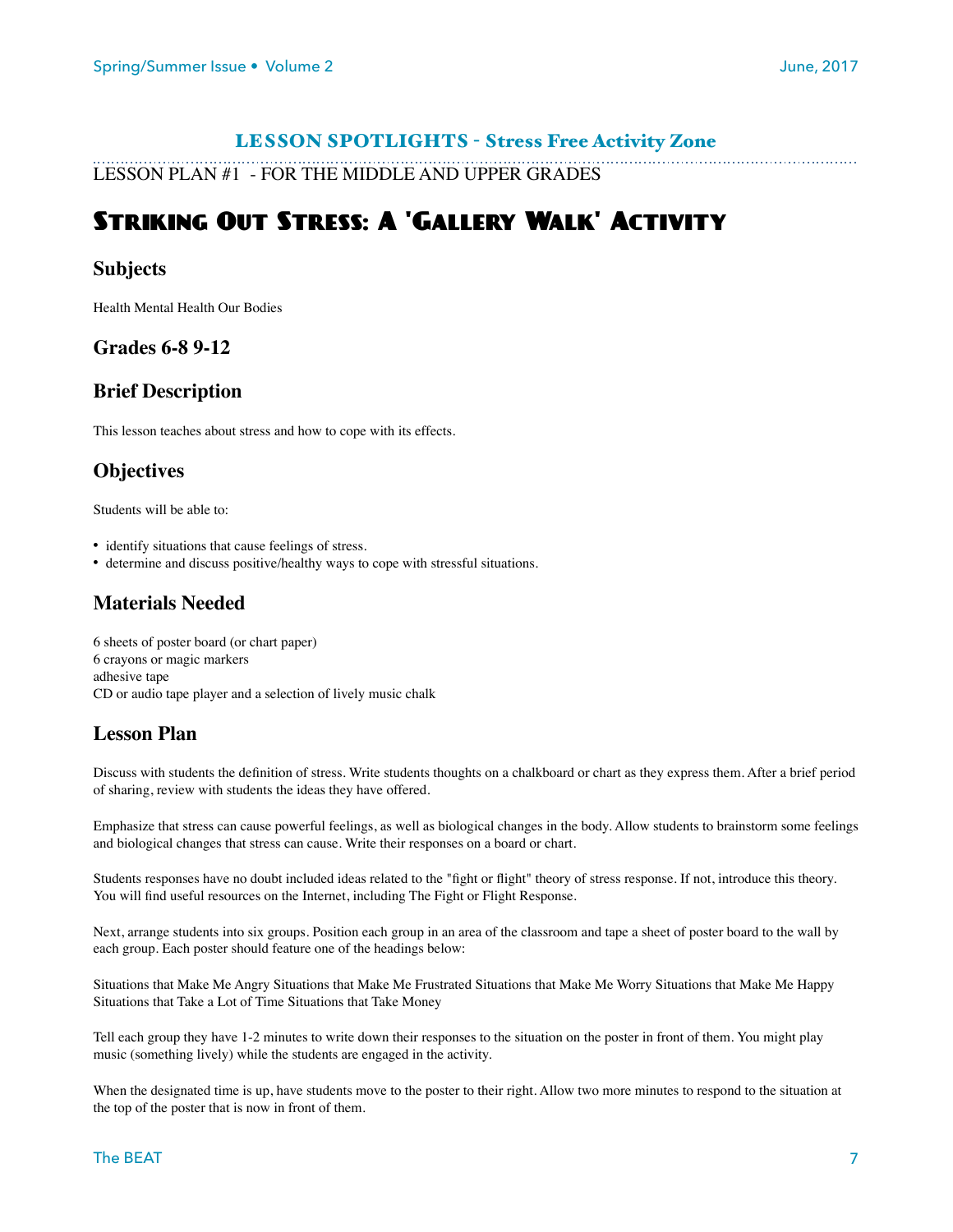## LESSON SPOTLIGHTS - Stress Free Activity Zone

LESSON PLAN #1 - FOR THE MIDDLE AND UPPER GRADES

# Striking Out Stress: A 'Gallery Walk' Activity

### Subjects

Health Mental Health Our Bodies

### Grades 6-8 9-12

### Brief Description

This lesson teaches about stress and how to cope with its effects.

### Objectives

Students will be able to:

- identify situations that cause feelings of stress.
- determine and discuss positive/healthy ways to cope with stressful situations.

### Materials Needed

6 sheets of poster board (or chart paper)
6 crayons or magic markers
adhesive tape
CD or audio tape player and a selection of lively music chalk

### Lesson Plan

Discuss with students the definition of stress. Write students thoughts on a chalkboard or chart as they express them. After a brief period of sharing, review with students the ideas they have offered.

Emphasize that stress can cause powerful feelings, as well as biological changes in the body. Allow students to brainstorm some feelings and biological changes that stress can cause. Write their responses on a board or chart.

Students responses have no doubt included ideas related to the "fight or flight" theory of stress response. If not, introduce this theory. You will find useful resources on the Internet, including The Fight or Flight Response.

Next, arrange students into six groups. Position each group in an area of the classroom and tape a sheet of poster board to the wall by each group. Each poster should feature one of the headings below:

Situations that Make Me Angry Situations that Make Me Frustrated Situations that Make Me Worry Situations that Make Me Happy Situations that Take a Lot of Time Situations that Take Money

Tell each group they have 1-2 minutes to write down their responses to the situation on the poster in front of them. You might play music (something lively) while the students are engaged in the activity.

When the designated time is up, have students move to the poster to their right. Allow two more minutes to respond to the situation at the top of the poster that is now in front of them.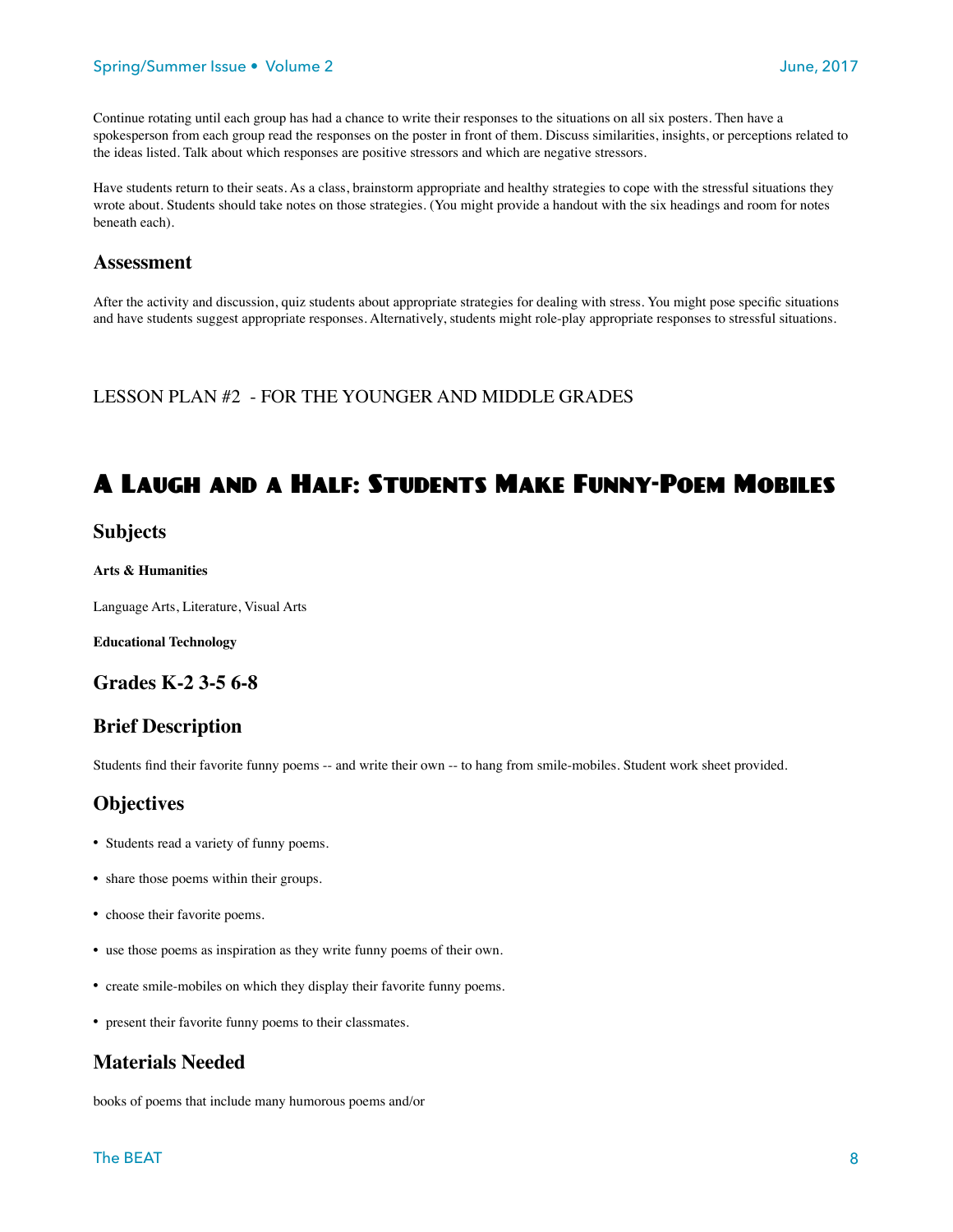Continue rotating until each group has had a chance to write their responses to the situations on all six posters. Then have a spokesperson from each group read the responses on the poster in front of them. Discuss similarities, insights, or perceptions related to the ideas listed. Talk about which responses are positive stressors and which are negative stressors.

Have students return to their seats. As a class, brainstorm appropriate and healthy strategies to cope with the stressful situations they wrote about. Students should take notes on those strategies. (You might provide a handout with the six headings and room for notes beneath each).

### Assessment

After the activity and discussion, quiz students about appropriate strategies for dealing with stress. You might pose specific situations and have students suggest appropriate responses. Alternatively, students might role-play appropriate responses to stressful situations.

LESSON PLAN #2 - FOR THE YOUNGER AND MIDDLE GRADES

# A Laugh and a Half: Students Make Funny-Poem Mobiles

### Subjects

**Arts & Humanities**

Language Arts, Literature, Visual Arts

**Educational Technology**

### Grades K-2 3-5 6-8

### Brief Description

Students find their favorite funny poems -- and write their own -- to hang from smile-mobiles. Student work sheet provided.

### Objectives

- Students read a variety of funny poems.
- share those poems within their groups.
- choose their favorite poems.
- use those poems as inspiration as they write funny poems of their own.
- create smile-mobiles on which they display their favorite funny poems.
- present their favorite funny poems to their classmates.

### Materials Needed

books of poems that include many humorous poems and/or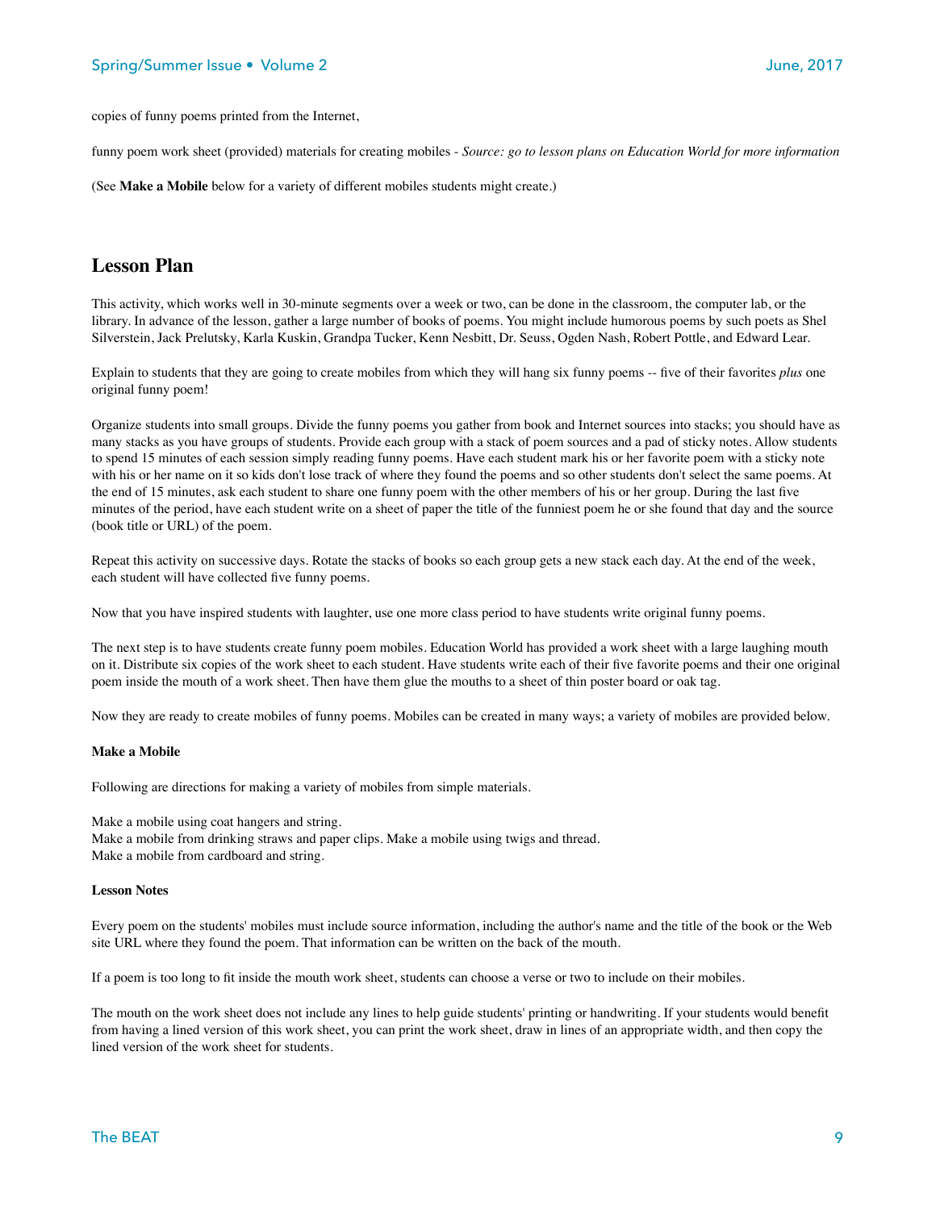copies of funny poems printed from the Internet,

funny poem work sheet (provided) materials for creating mobiles - *Source: go to lesson plans on Education World for more information*

(See **Make a Mobile** below for a variety of different mobiles students might create.)

## Lesson Plan

This activity, which works well in 30-minute segments over a week or two, can be done in the classroom, the computer lab, or the library. In advance of the lesson, gather a large number of books of poems. You might include humorous poems by such poets as Shel Silverstein, Jack Prelutsky, Karla Kuskin, Grandpa Tucker, Kenn Nesbitt, Dr. Seuss, Ogden Nash, Robert Pottle, and Edward Lear.

Explain to students that they are going to create mobiles from which they will hang six funny poems -- five of their favorites *plus* one original funny poem!

Organize students into small groups. Divide the funny poems you gather from book and Internet sources into stacks; you should have as many stacks as you have groups of students. Provide each group with a stack of poem sources and a pad of sticky notes. Allow students to spend 15 minutes of each session simply reading funny poems. Have each student mark his or her favorite poem with a sticky note with his or her name on it so kids don't lose track of where they found the poems and so other students don't select the same poems. At the end of 15 minutes, ask each student to share one funny poem with the other members of his or her group. During the last five minutes of the period, have each student write on a sheet of paper the title of the funniest poem he or she found that day and the source (book title or URL) of the poem.

Repeat this activity on successive days. Rotate the stacks of books so each group gets a new stack each day. At the end of the week, each student will have collected five funny poems.

Now that you have inspired students with laughter, use one more class period to have students write original funny poems.

The next step is to have students create funny poem mobiles. Education World has provided a work sheet with a large laughing mouth on it. Distribute six copies of the work sheet to each student. Have students write each of their five favorite poems and their one original poem inside the mouth of a work sheet. Then have them glue the mouths to a sheet of thin poster board or oak tag.

Now they are ready to create mobiles of funny poems. Mobiles can be created in many ways; a variety of mobiles are provided below.

#### Make a Mobile

Following are directions for making a variety of mobiles from simple materials.

Make a mobile using coat hangers and string.
Make a mobile from drinking straws and paper clips. Make a mobile using twigs and thread.
Make a mobile from cardboard and string.

#### Lesson Notes

Every poem on the students' mobiles must include source information, including the author's name and the title of the book or the Web site URL where they found the poem. That information can be written on the back of the mouth.

If a poem is too long to fit inside the mouth work sheet, students can choose a verse or two to include on their mobiles.

The mouth on the work sheet does not include any lines to help guide students' printing or handwriting. If your students would benefit from having a lined version of this work sheet, you can print the work sheet, draw in lines of an appropriate width, and then copy the lined version of the work sheet for students.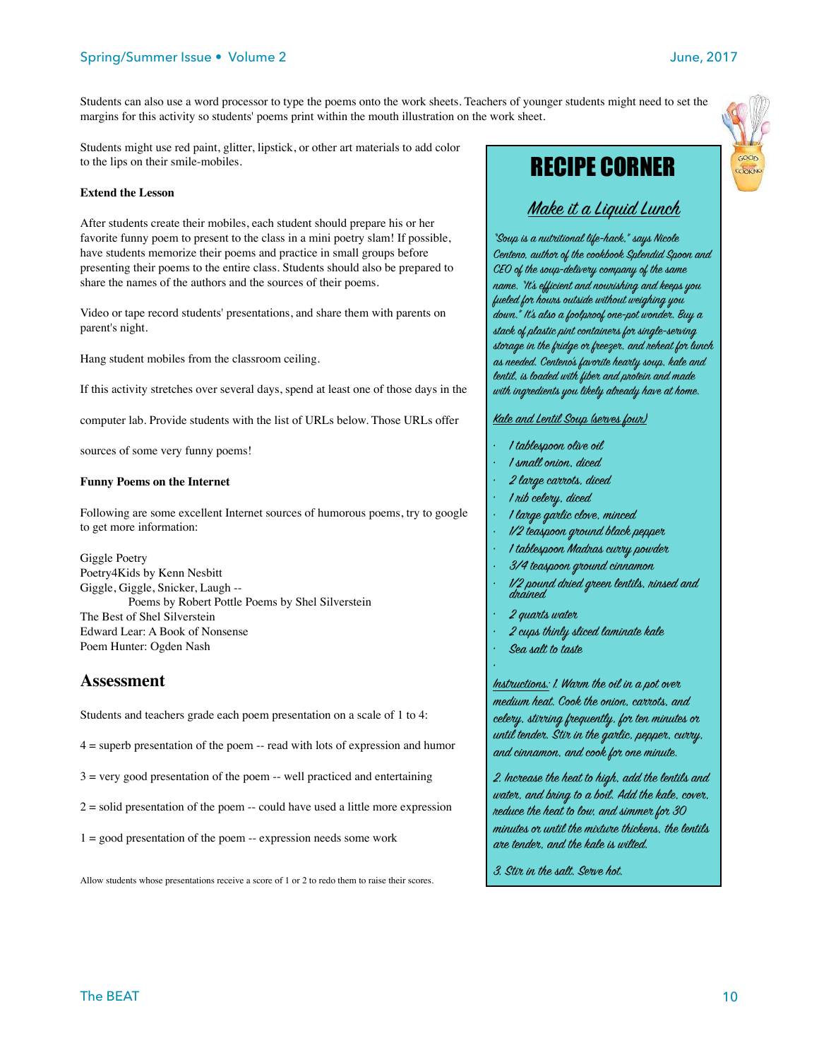Students can also use a word processor to type the poems onto the work sheets. Teachers of younger students might need to set the margins for this activity so students' poems print within the mouth illustration on the work sheet.

Students might use red paint, glitter, lipstick, or other art materials to add color to the lips on their smile-mobiles.

**Extend the Lesson**

After students create their mobiles, each student should prepare his or her favorite funny poem to present to the class in a mini poetry slam! If possible, have students memorize their poems and practice in small groups before presenting their poems to the entire class. Students should also be prepared to share the names of the authors and the sources of their poems.

Video or tape record students' presentations, and share them with parents on parent's night.

Hang student mobiles from the classroom ceiling.

If this activity stretches over several days, spend at least one of those days in the

computer lab. Provide students with the list of URLs below. Those URLs offer

sources of some very funny poems!

**Funny Poems on the Internet**

Following are some excellent Internet sources of humorous poems, try to google to get more information:

Giggle Poetry
Poetry4Kids by Kenn Nesbitt
Giggle, Giggle, Snicker, Laugh --
Poems by Robert Pottle Poems by Shel Silverstein
The Best of Shel Silverstein
Edward Lear: A Book of Nonsense
Poem Hunter: Ogden Nash

## Assessment

Students and teachers grade each poem presentation on a scale of 1 to 4:

4 = superb presentation of the poem -- read with lots of expression and humor

3 = very good presentation of the poem -- well practiced and entertaining

2 = solid presentation of the poem -- could have used a little more expression

1 = good presentation of the poem -- expression needs some work

Allow students whose presentations receive a score of 1 or 2 to redo them to raise their scores.

# RECIPE CORNER

## Make it a Liquid Lunch

"Soup is a nutritional life-hack," says Nicole Centeno, author of the cookbook Splendid Spoon and CEO of the soup-delivery company of the same name. "It's efficient and nourishing and keeps you fueled for hours outside without weighing you down." It's also a foolproof one-pot wonder. Buy a stack of plastic pint containers for single-serving storage in the fridge or freezer, and reheat for lunch as needed. Centeno's favorite hearty soup, kale and lentil, is loaded with fiber and protein and made with ingredients you likely already have at home.

Kale and Lentil Soup (serves four)

- 1 tablespoon olive oil
- 1 small onion, diced
- 2 large carrots, diced
- 1 rib celery, diced
- 1 large garlic clove, minced
- 1/2 teaspoon ground black pepper
- 1 tablespoon Madras curry powder
- 3/4 teaspoon ground cinnamon
- 1/2 pound dried green lentils, rinsed and drained
- 2 quarts water
- 2 cups thinly sliced laminate kale
- Sea salt to taste

Instructions: 1. Warm the oil in a pot over medium heat. Cook the onion, carrots, and celery, stirring frequently, for ten minutes or until tender. Stir in the garlic, pepper, curry, and cinnamon, and cook for one minute.

2. Increase the heat to high, add the lentils and water, and bring to a boil. Add the kale, cover, reduce the heat to low, and simmer for 30 minutes or until the mixture thickens, the lentils are tender, and the kale is wilted.

3. Stir in the salt. Serve hot.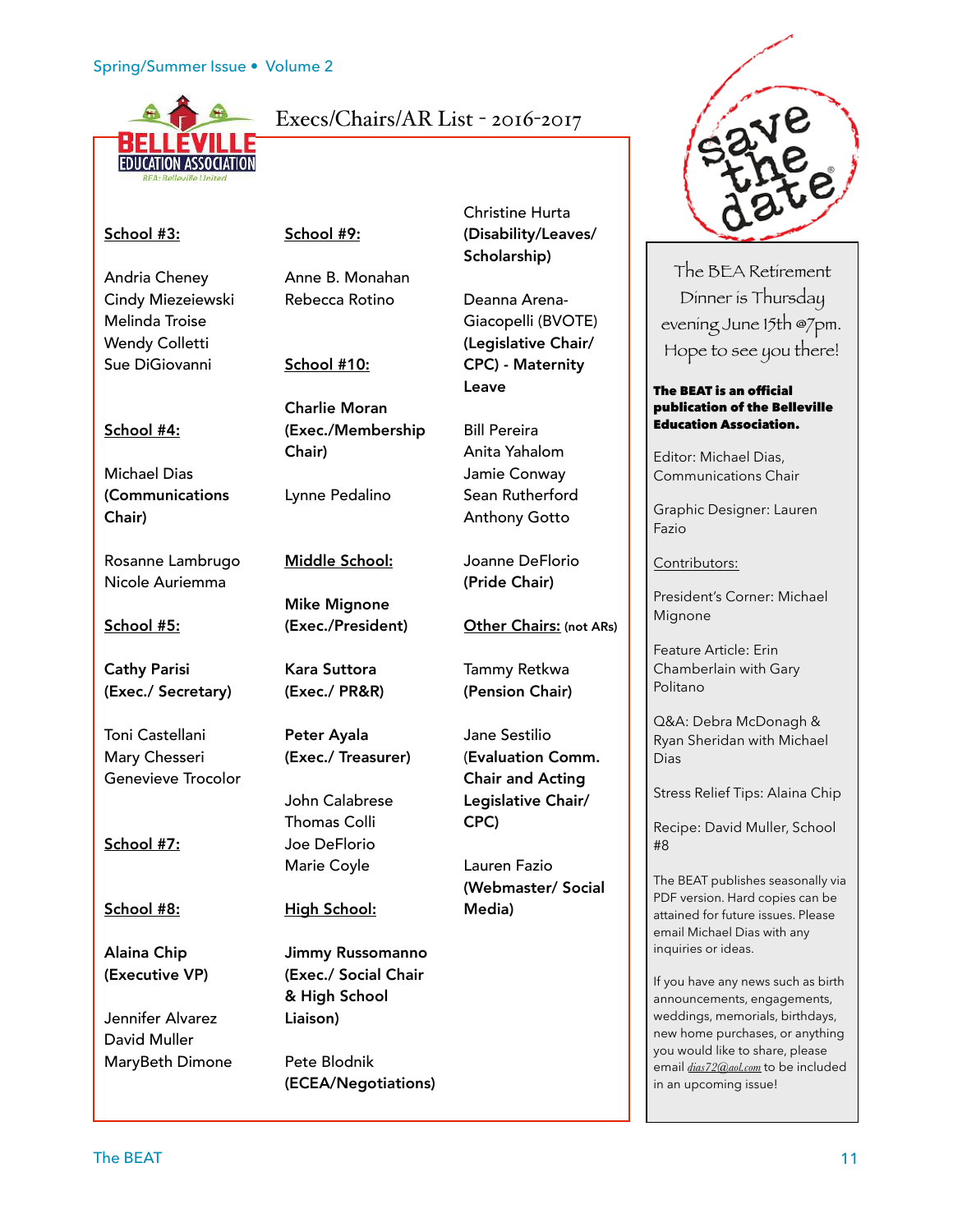# Execs/Chairs/AR List - 2016-2017

**School #3:**

Andria Cheney
Cindy Miezeiewski
Melinda Troise
Wendy Colletti
Sue DiGiovanni

**School #4:**

Michael Dias
**(Communications Chair)**

Rosanne Lambrugo
Nicole Auriemma

**School #5:**

**Cathy Parisi**
**(Exec./ Secretary)**

Toni Castellani
Mary Chesseri
Genevieve Trocolor

**School #7:**

**School #8:**

**Alaina Chip**
**(Executive VP)**

Jennifer Alvarez
David Muller
MaryBeth Dimone

**School #9:**

Anne B. Monahan
Rebecca Rotino

**School #10:**

**Charlie Moran**
**(Exec./Membership Chair)**

Lynne Pedalino

**Middle School:**

**Mike Mignone**
**(Exec./President)**

**Kara Suttora**
**(Exec./ PR&R)**

**Peter Ayala**
**(Exec./ Treasurer)**

John Calabrese
Thomas Colli
Joe DeFlorio
Marie Coyle

**High School:**

**Jimmy Russomanno**
**(Exec./ Social Chair & High School Liaison)**

Pete Blodnik
**(ECEA/Negotiations)**

Christine Hurta
**(Disability/Leaves/ Scholarship)**

Deanna Arena-Giacopelli (BVOTE)
**(Legislative Chair/ CPC) - Maternity Leave**

Bill Pereira
Anita Yahalom
Jamie Conway
Sean Rutherford
Anthony Gotto

Joanne DeFlorio
**(Pride Chair)**

**Other Chairs:** (not ARs)

Tammy Retkwa
**(Pension Chair)**

Jane Sestilio
**(Evaluation Comm. Chair and Acting Legislative Chair/ CPC)**

Lauren Fazio
**(Webmaster/ Social Media)**

save the date

The BEA Retirement Dinner is Thursday evening June 15th @7pm. Hope to see you there!

**The BEAT is an official publication of the Belleville Education Association.**

Editor: Michael Dias, Communications Chair

Graphic Designer: Lauren Fazio

Contributors:

President's Corner: Michael Mignone

Feature Article: Erin Chamberlain with Gary Politano

Q&A: Debra McDonagh & Ryan Sheridan with Michael Dias

Stress Relief Tips: Alaina Chip

Recipe: David Muller, School #8

The BEAT publishes seasonally via PDF version. Hard copies can be attained for future issues. Please email Michael Dias with any inquiries or ideas.

If you have any news such as birth announcements, engagements, weddings, memorials, birthdays, new home purchases, or anything you would like to share, please email dias72@aol.com to be included in an upcoming issue!